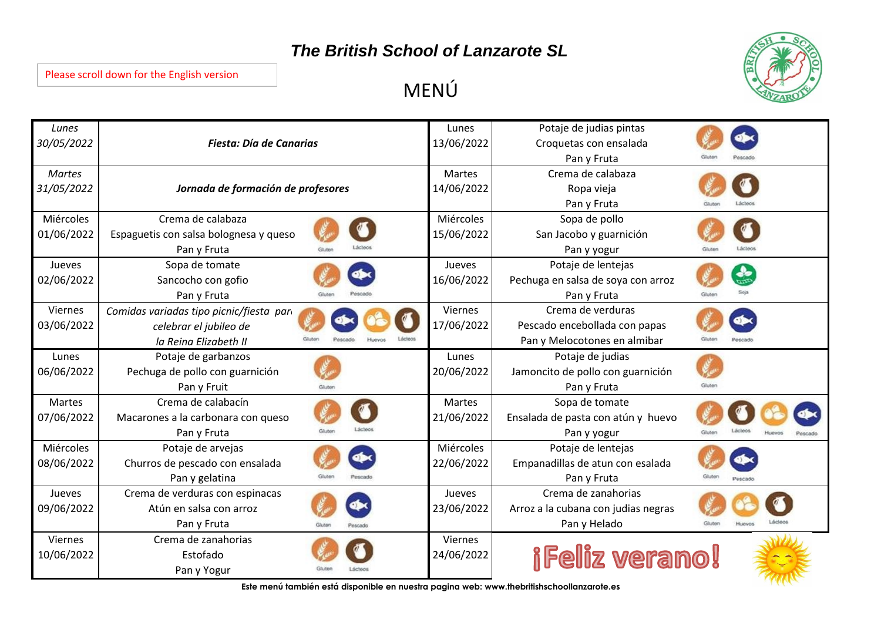# The British School of Lanzarote SL

Please scroll down for the English version

## MENÚ

| Día | Menú | Alérgenos | Día | Menú | Alérgenos |
|---|---|---|---|---|---|
| *Lunes 30/05/2022* | ***Fiesta: Día de Canarias*** | | Lunes 13/06/2022 | Potaje de judias pintas<br>Croquetas con ensalada<br>Pan y Fruta | Gluten, Pescado |
| *Martes 31/05/2022* | ***Jornada de formación de profesores*** | | Martes 14/06/2022 | Crema de calabaza<br>Ropa vieja<br>Pan y Fruta | Gluten, Lácteos |
| Miércoles 01/06/2022 | Crema de calabaza<br>Espaguetis con salsa bolognesa y queso<br>Pan y Fruta | Gluten, Lácteos | Miércoles 15/06/2022 | Sopa de pollo<br>San Jacobo y guarnición<br>Pan y yogur | Gluten, Lácteos |
| Jueves 02/06/2022 | Sopa de tomate<br>Sancocho con gofio<br>Pan y Fruta | Gluten, Pescado | Jueves 16/06/2022 | Potaje de lentejas<br>Pechuga en salsa de soya con arroz<br>Pan y Fruta | Gluten, Soja |
| Viernes 03/06/2022 | *Comidas variadas tipo picnic/fiesta par celebrar el jubileo de la Reina Elizabeth II* | Gluten, Pescado, Huevos, Lácteos | Viernes 17/06/2022 | Crema de verduras<br>Pescado encebollada con papas<br>Pan y Melocotones en almibar | Gluten, Pescado |
| Lunes 06/06/2022 | Potaje de garbanzos<br>Pechuga de pollo con guarnición<br>Pan y Fruit | Gluten | Lunes 20/06/2022 | Potaje de judias<br>Jamoncito de pollo con guarnición<br>Pan y Fruta | Gluten |
| Martes 07/06/2022 | Crema de calabacín<br>Macarones a la carbonara con queso<br>Pan y Fruta | Gluten, Lácteos | Martes 21/06/2022 | Sopa de tomate<br>Ensalada de pasta con atún y huevo<br>Pan y yogur | Gluten, Lácteos, Huevos, Pescado |
| Miércoles 08/06/2022 | Potaje de arvejas<br>Churros de pescado con ensalada<br>Pan y gelatina | Gluten, Pescado | Miércoles 22/06/2022 | Potaje de lentejas<br>Empanadillas de atun con esalada<br>Pan y Fruta | Gluten, Pescado |
| Jueves 09/06/2022 | Crema de verduras con espinacas<br>Atún en salsa con arroz<br>Pan y Fruta | Gluten, Pescado | Jueves 23/06/2022 | Crema de zanahorias<br>Arroz a la cubana con judias negras<br>Pan y Helado | Gluten, Huevos, Lácteos |
| Viernes 10/06/2022 | Crema de zanahorias<br>Estofado<br>Pan y Yogur | Gluten, Lácteos | Viernes 24/06/2022 | ¡Feliz verano! | |

**Este menú también está disponible en nuestra pagina web: www.thebritishschoollanzarote.es**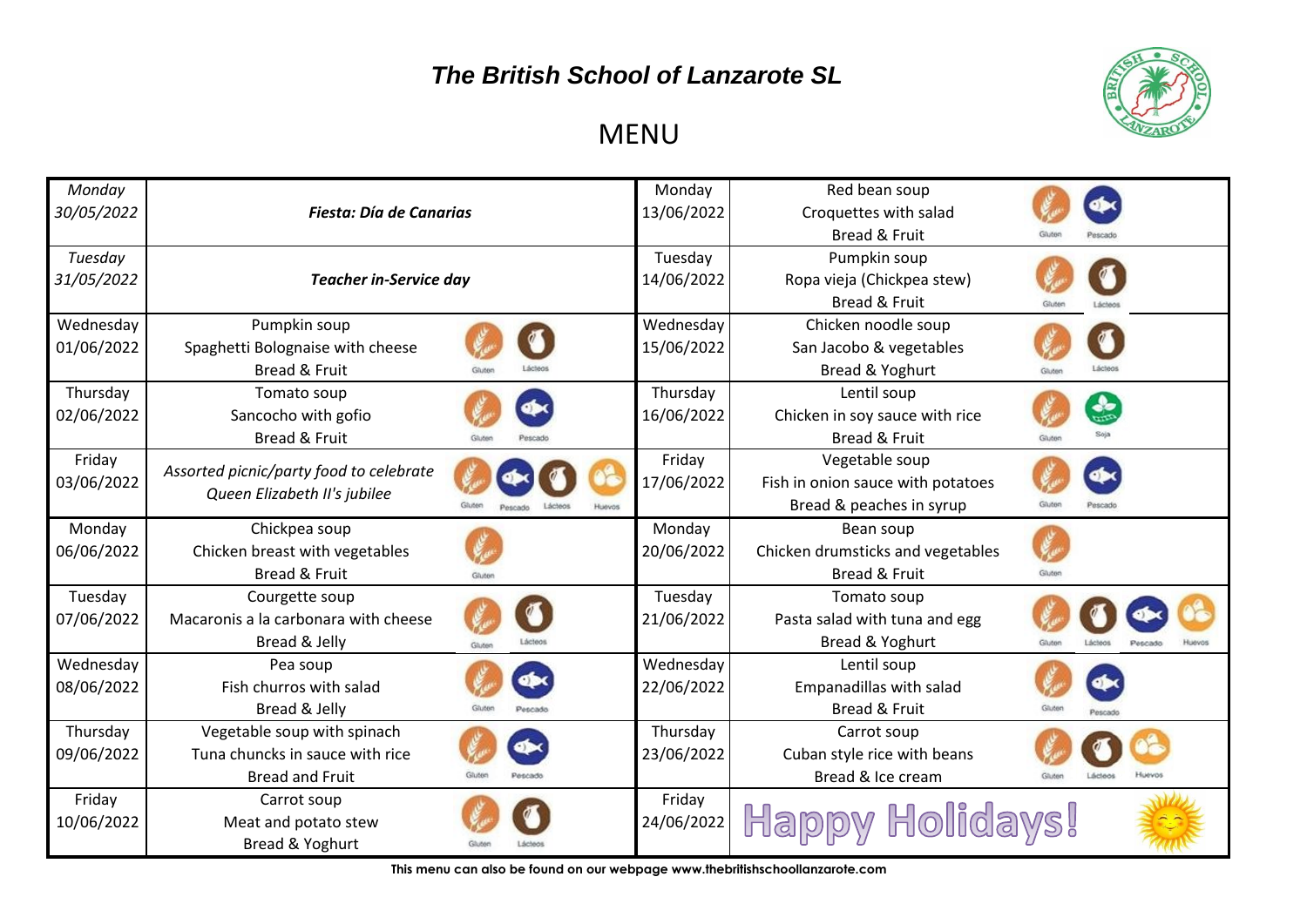# The British School of Lanzarote SL

## MENU

| | | | | | |
|---|---|---|---|---|---|
| *Monday 30/05/2022* | ***Fiesta: Día de Canarias*** | | Monday 13/06/2022 | Red bean soup<br>Croquettes with salad<br>Bread & Fruit | Gluten, Pescado |
| *Tuesday 31/05/2022* | ***Teacher in-Service day*** | | Tuesday 14/06/2022 | Pumpkin soup<br>Ropa vieja (Chickpea stew)<br>Bread & Fruit | Gluten, Lácteos |
| Wednesday 01/06/2022 | Pumpkin soup<br>Spaghetti Bolognaise with cheese<br>Bread & Fruit | Gluten, Lácteos | Wednesday 15/06/2022 | Chicken noodle soup<br>San Jacobo & vegetables<br>Bread & Yoghurt | Gluten, Lácteos |
| Thursday 02/06/2022 | Tomato soup<br>Sancocho with gofio<br>Bread & Fruit | Gluten, Pescado | Thursday 16/06/2022 | Lentil soup<br>Chicken in soy sauce with rice<br>Bread & Fruit | Gluten, Soja |
| Friday 03/06/2022 | *Assorted picnic/party food to celebrate Queen Elizabeth II's jubilee* | Gluten, Pescado, Lácteos, Huevos | Friday 17/06/2022 | Vegetable soup<br>Fish in onion sauce with potatoes<br>Bread & peaches in syrup | Gluten, Pescado |
| Monday 06/06/2022 | Chickpea soup<br>Chicken breast with vegetables<br>Bread & Fruit | Gluten | Monday 20/06/2022 | Bean soup<br>Chicken drumsticks and vegetables<br>Bread & Fruit | Gluten |
| Tuesday 07/06/2022 | Courgette soup<br>Macaronis a la carbonara with cheese<br>Bread & Jelly | Gluten, Lácteos | Tuesday 21/06/2022 | Tomato soup<br>Pasta salad with tuna and egg<br>Bread & Yoghurt | Gluten, Lácteos, Pescado, Huevos |
| Wednesday 08/06/2022 | Pea soup<br>Fish churros with salad<br>Bread & Jelly | Gluten, Pescado | Wednesday 22/06/2022 | Lentil soup<br>Empanadillas with salad<br>Bread & Fruit | Gluten, Pescado |
| Thursday 09/06/2022 | Vegetable soup with spinach<br>Tuna chuncks in sauce with rice<br>Bread and Fruit | Gluten, Pescado | Thursday 23/06/2022 | Carrot soup<br>Cuban style rice with beans<br>Bread & Ice cream | Gluten, Lácteos, Huevos |
| Friday 10/06/2022 | Carrot soup<br>Meat and potato stew<br>Bread & Yoghurt | Gluten, Lácteos | Friday 24/06/2022 | Happy Holidays! | |

**This menu can also be found on our webpage www.thebritishschoollanzarote.com**